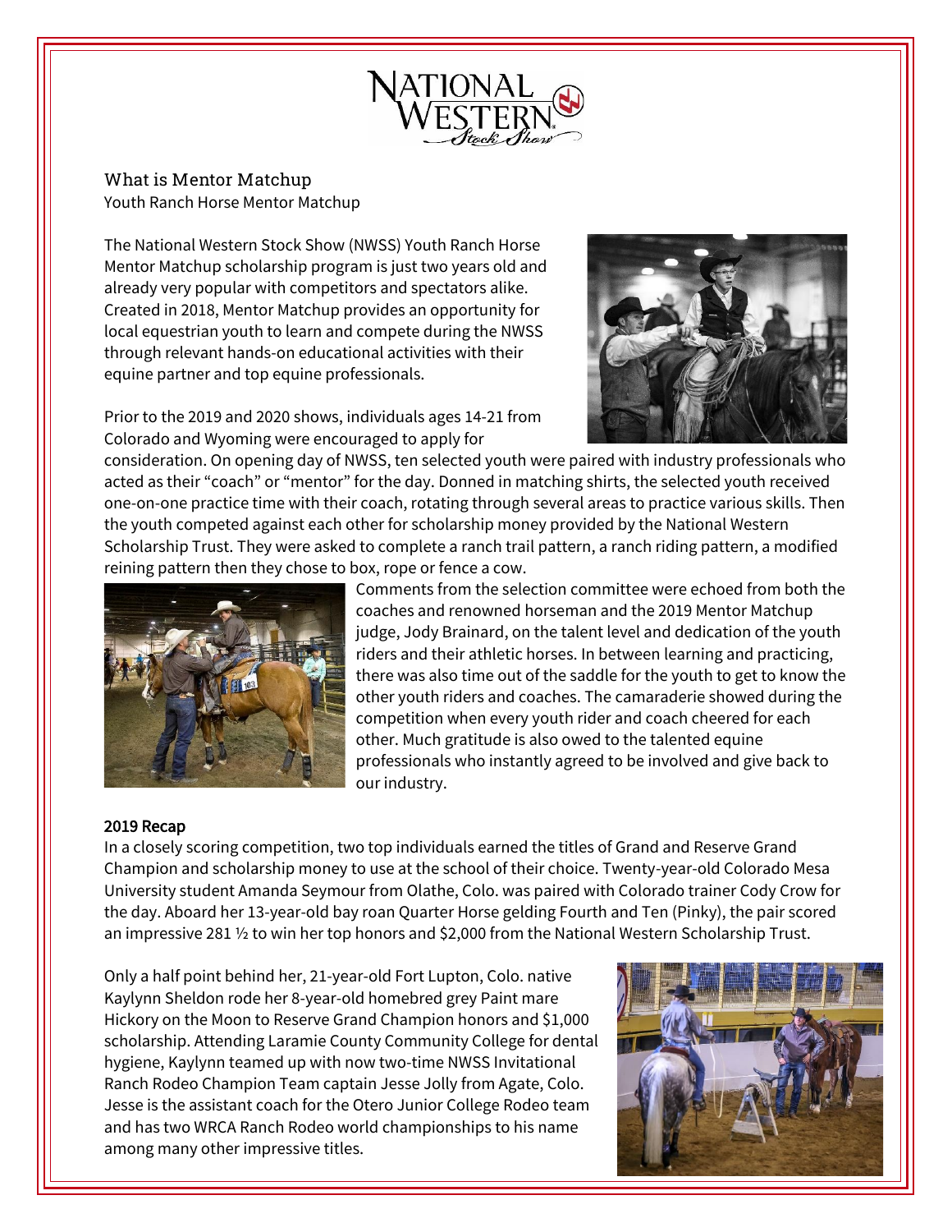# What is Mentor Matchup

Youth Ranch Horse Mentor Matchup

The National Western Stock Show (NWSS) Youth Ranch Horse Mentor Matchup scholarship program is just two years old and already very popular with competitors and spectators alike. Created in 2018, Mentor Matchup provides an opportunity for local equestrian youth to learn and compete during the NWSS through relevant hands-on educational activities with their equine partner and top equine professionals.

Prior to the 2019 and 2020 shows, individuals ages 14-21 from Colorado and Wyoming were encouraged to apply for consideration. On opening day of NWSS, ten selected youth were paired with industry professionals who acted as their "coach" or "mentor" for the day. Donned in matching shirts, the selected youth received one-on-one practice time with their coach, rotating through several areas to practice various skills. Then the youth competed against each other for scholarship money provided by the National Western Scholarship Trust. They were asked to complete a ranch trail pattern, a ranch riding pattern, a modified reining pattern then they chose to box, rope or fence a cow.

Comments from the selection committee were echoed from both the coaches and renowned horseman and the 2019 Mentor Matchup judge, Jody Brainard, on the talent level and dedication of the youth riders and their athletic horses. In between learning and practicing, there was also time out of the saddle for the youth to get to know the other youth riders and coaches. The camaraderie showed during the competition when every youth rider and coach cheered for each other. Much gratitude is also owed to the talented equine professionals who instantly agreed to be involved and give back to our industry.

## 2019 Recap

In a closely scoring competition, two top individuals earned the titles of Grand and Reserve Grand Champion and scholarship money to use at the school of their choice. Twenty-year-old Colorado Mesa University student Amanda Seymour from Olathe, Colo. was paired with Colorado trainer Cody Crow for the day. Aboard her 13-year-old bay roan Quarter Horse gelding Fourth and Ten (Pinky), the pair scored an impressive 281 ½ to win her top honors and $2,000 from the National Western Scholarship Trust.

Only a half point behind her, 21-year-old Fort Lupton, Colo. native Kaylynn Sheldon rode her 8-year-old homebred grey Paint mare Hickory on the Moon to Reserve Grand Champion honors and $1,000 scholarship. Attending Laramie County Community College for dental hygiene, Kaylynn teamed up with now two-time NWSS Invitational Ranch Rodeo Champion Team captain Jesse Jolly from Agate, Colo. Jesse is the assistant coach for the Otero Junior College Rodeo team and has two WRCA Ranch Rodeo world championships to his name among many other impressive titles.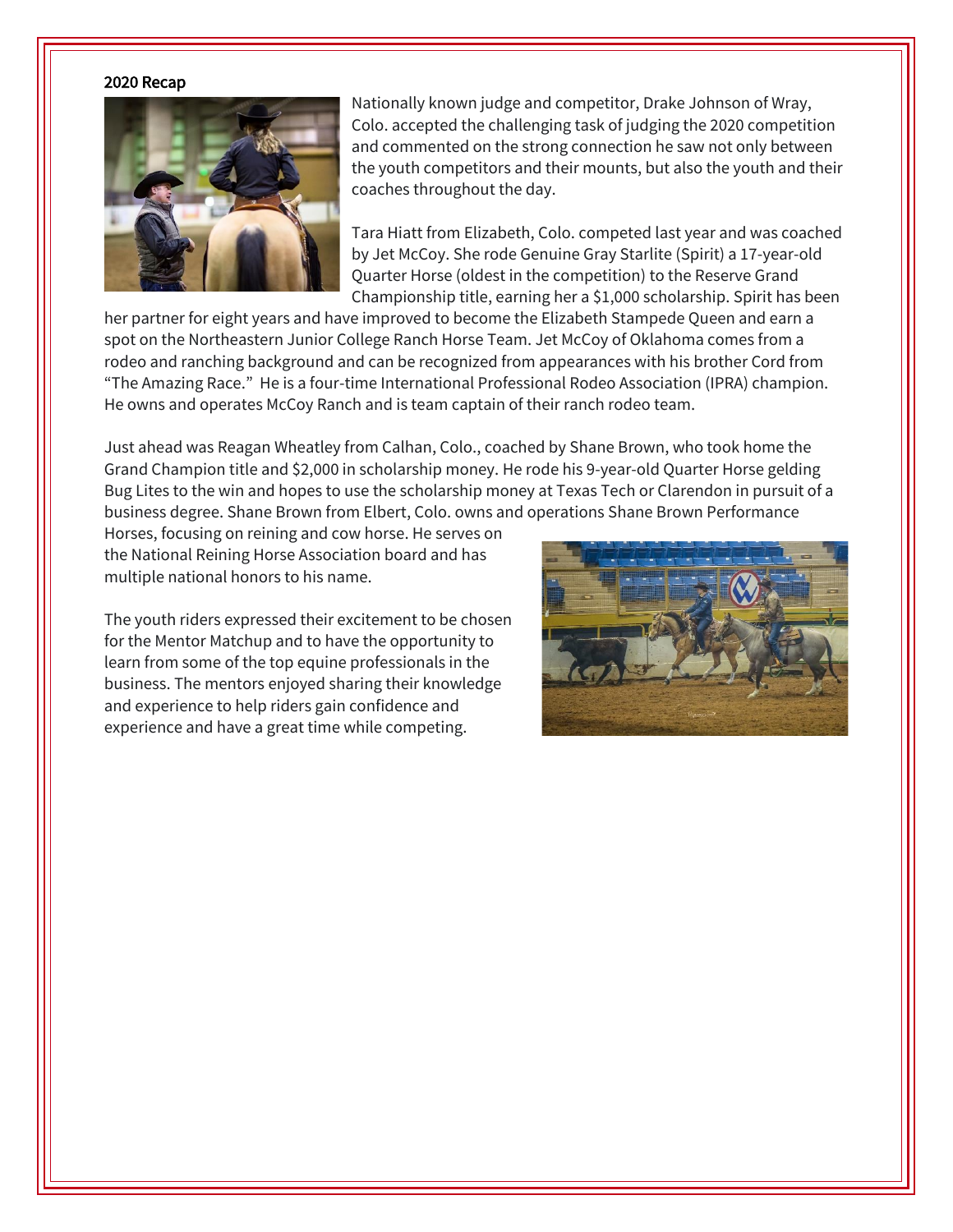## 2020 Recap

Nationally known judge and competitor, Drake Johnson of Wray, Colo. accepted the challenging task of judging the 2020 competition and commented on the strong connection he saw not only between the youth competitors and their mounts, but also the youth and their coaches throughout the day.

Tara Hiatt from Elizabeth, Colo. competed last year and was coached by Jet McCoy. She rode Genuine Gray Starlite (Spirit) a 17-year-old Quarter Horse (oldest in the competition) to the Reserve Grand Championship title, earning her a $1,000 scholarship. Spirit has been her partner for eight years and have improved to become the Elizabeth Stampede Queen and earn a spot on the Northeastern Junior College Ranch Horse Team. Jet McCoy of Oklahoma comes from a rodeo and ranching background and can be recognized from appearances with his brother Cord from "The Amazing Race." He is a four-time International Professional Rodeo Association (IPRA) champion. He owns and operates McCoy Ranch and is team captain of their ranch rodeo team.

Just ahead was Reagan Wheatley from Calhan, Colo., coached by Shane Brown, who took home the Grand Champion title and $2,000 in scholarship money. He rode his 9-year-old Quarter Horse gelding Bug Lites to the win and hopes to use the scholarship money at Texas Tech or Clarendon in pursuit of a business degree. Shane Brown from Elbert, Colo. owns and operations Shane Brown Performance Horses, focusing on reining and cow horse. He serves on the National Reining Horse Association board and has multiple national honors to his name.

The youth riders expressed their excitement to be chosen for the Mentor Matchup and to have the opportunity to learn from some of the top equine professionals in the business. The mentors enjoyed sharing their knowledge and experience to help riders gain confidence and experience and have a great time while competing.